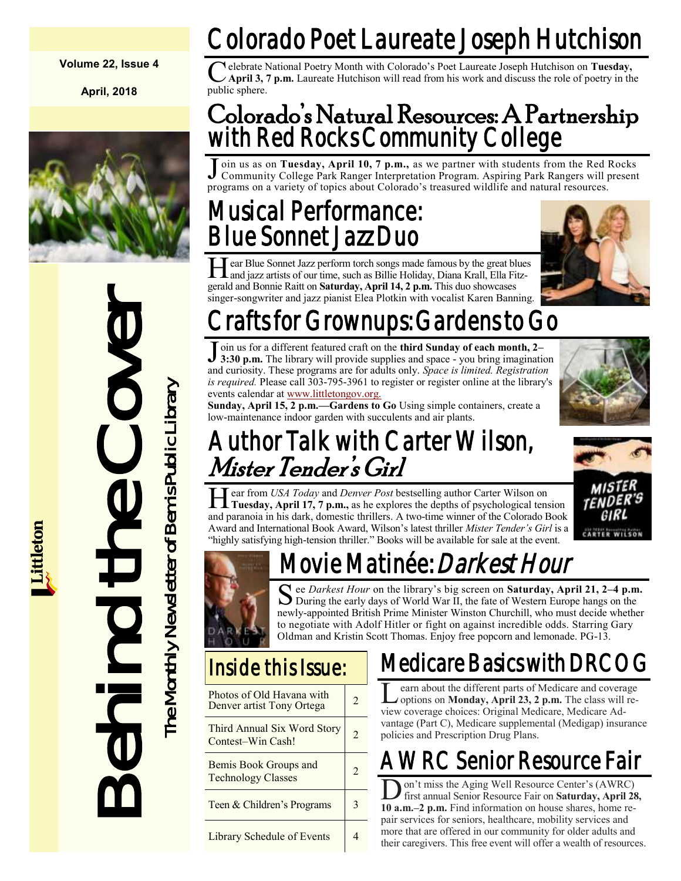**Volume 22, Issue 4**

**April, 2018**

# Behind the Cover

The Monthly Newsletter of Bemis Public Library

Littleton

## Colorado Poet Laureate Joseph Hutchison

Celebrate National Poetry Month with Colorado's Poet Laureate Joseph Hutchison on **Tuesday, April 3, 7 p.m.** Laureate Hutchison will read from his work and discuss the role of poetry in the public sphere.

## Colorado's Natural Resources: A Partnership with Red Rocks Community College

Join us as on **Tuesday, April 10, 7 p.m.,** as we partner with students from the Red Rocks Community College Park Ranger Interpretation Program. Aspiring Park Rangers will present programs on a variety of topics about Colorado's treasured wildlife and natural resources.

## Musical Performance: Blue Sonnet Jazz Duo

Hear Blue Sonnet Jazz perform torch songs made famous by the great blues and jazz artists of our time, such as Billie Holiday, Diana Krall, Ella Fitzgerald and Bonnie Raitt on **Saturday, April 14, 2 p.m.** This duo showcases singer-songwriter and jazz pianist Elea Plotkin with vocalist Karen Banning.

## Crafts for Grownups: Gardens to Go

Join us for a different featured craft on the **third Sunday of each month, 2–3:30 p.m.** The library will provide supplies and space - you bring imagination and curiosity. These programs are for adults only. *Space is limited. Registration is required.* Please call 303-795-3961 to register or register online at the library's events calendar at www.littletongov.org.

**Sunday, April 15, 2 p.m.—Gardens to Go** Using simple containers, create a low-maintenance indoor garden with succulents and air plants.

## Author Talk with Carter Wilson, *Mister Tender's Girl*

Hear from *USA Today* and *Denver Post* bestselling author Carter Wilson on **Tuesday, April 17, 7 p.m.,** as he explores the depths of psychological tension and paranoia in his dark, domestic thrillers. A two-time winner of the Colorado Book Award and International Book Award, Wilson's latest thriller *Mister Tender's Girl* is a "highly satisfying high-tension thriller." Books will be available for sale at the event.

## Movie Matinée: *Darkest Hour*

See *Darkest Hour* on the library's big screen on **Saturday, April 21, 2–4 p.m.** During the early days of World War II, the fate of Western Europe hangs on the newly-appointed British Prime Minister Winston Churchill, who must decide whether to negotiate with Adolf Hitler or fight on against incredible odds. Starring Gary Oldman and Kristin Scott Thomas. Enjoy free popcorn and lemonade. PG-13.

## Inside this Issue:

| Article | Page |
|---|---|
| Photos of Old Havana with Denver artist Tony Ortega | 2 |
| Third Annual Six Word Story Contest–Win Cash! | 2 |
| Bemis Book Groups and Technology Classes | 2 |
| Teen & Children's Programs | 3 |
| Library Schedule of Events | 4 |

## Medicare Basics with DRCOG

Learn about the different parts of Medicare and coverage options on **Monday, April 23, 2 p.m.** The class will review coverage choices: Original Medicare, Medicare Advantage (Part C), Medicare supplemental (Medigap) insurance policies and Prescription Drug Plans.

## AWRC Senior Resource Fair

Don't miss the Aging Well Resource Center's (AWRC) first annual Senior Resource Fair on **Saturday, April 28, 10 a.m.–2 p.m.** Find information on house shares, home repair services for seniors, healthcare, mobility services and more that are offered in our community for older adults and their caregivers. This free event will offer a wealth of resources.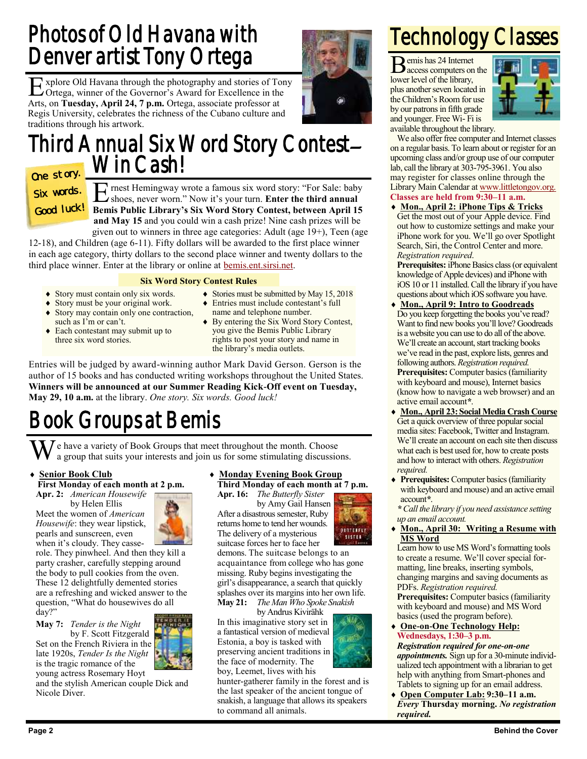# Photos of Old Havana with Denver artist Tony Ortega

Explore Old Havana through the photography and stories of Tony Ortega, winner of the Governor's Award for Excellence in the Arts, on **Tuesday, April 24, 7 p.m.** Ortega, associate professor at Regis University, celebrates the richness of the Cubano culture and traditions through his artwork.

# Third Annual Six Word Story Contest— Win Cash!

One story. Six words. Good luck!

Ernest Hemingway wrote a famous six word story: "For Sale: baby shoes, never worn." Now it's your turn. **Enter the third annual Bemis Public Library's Six Word Story Contest, between April 15 and May 15** and you could win a cash prize! Nine cash prizes will be given out to winners in three age categories: Adult (age 19+), Teen (age 12-18), and Children (age 6-11). Fifty dollars will be awarded to the first place winner in each age category, thirty dollars to the second place winner and twenty dollars to the third place winner. Enter at the library or online at bemis.ent.sirsi.net.

**Six Word Story Contest Rules**

- Story must contain only six words.
- Story must be your original work.
- Story may contain only one contraction, such as I'm or can't.
- Each contestant may submit up to three six word stories.
- Stories must be submitted by May 15, 2018
- Entries must include contestant's full name and telephone number.
- By entering the Six Word Story Contest, you give the Bemis Public Library rights to post your story and name in the library's media outlets.

Entries will be judged by award-winning author Mark David Gerson. Gerson is the author of 15 books and has conducted writing workshops throughout the United States. **Winners will be announced at our Summer Reading Kick-Off event on Tuesday, May 29, 10 a.m.** at the library. *One story. Six words. Good luck!*

# Book Groups at Bemis

We have a variety of Book Groups that meet throughout the month. Choose a group that suits your interests and join us for some stimulating discussions.

- **Senior Book Club**
  **First Monday of each month at 2 p.m.**

  **Apr. 2:** *American Housewife* by Helen Ellis

  Meet the women of *American Housewife*: they wear lipstick, pearls and sunscreen, even when it's cloudy. They casserole. They pinwheel. And then they kill a party crasher, carefully stepping around the body to pull cookies from the oven. These 12 delightfully demented stories are a refreshing and wicked answer to the question, "What do housewives do all day?"

  **May 7:** *Tender is the Night* by F. Scott Fitzgerald

  Set on the French Riviera in the late 1920s, *Tender Is the Night* is the tragic romance of the young actress Rosemary Hoyt and the stylish American couple Dick and Nicole Diver.

- **Monday Evening Book Group**
  **Third Monday of each month at 7 p.m.**

  **Apr. 16:** *The Butterfly Sister* by Amy Gail Hansen

  After a disastrous semester, Ruby returns home to tend her wounds. The delivery of a mysterious suitcase forces her to face her demons. The suitcase belongs to an acquaintance from college who has gone missing. Ruby begins investigating the girl's disappearance, a search that quickly splashes over its margins into her own life.

  **May 21:** *The Man Who Spoke Snakish* by Andrus Kivirähk

  In this imaginative story set in a fantastical version of medieval Estonia, a boy is tasked with preserving ancient traditions in the face of modernity. The boy, Leemet, lives with his hunter-gatherer family in the forest and is the last speaker of the ancient tongue of snakish, a language that allows its speakers to command all animals.

# Technology Classes

Bemis has 24 Internet access computers on the lower level of the library, plus another seven located in the Children's Room for use by our patrons in fifth grade and younger. Free Wi- Fi is available throughout the library.

We also offer free computer and Internet classes on a regular basis. To learn about or register for an upcoming class and/or group use of our computer lab, call the library at 303-795-3961. You also may register for classes online through the Library Main Calendar at www.littletongov.org. **Classes are held from 9:30–11 a.m.**

- **Mon., April 2: iPhone Tips & Tricks**
  Get the most out of your Apple device. Find out how to customize settings and make your iPhone work for you. We'll go over Spotlight Search, Siri, the Control Center and more. *Registration required*.
  **Prerequisites:** iPhone Basics class (or equivalent knowledge of Apple devices) and iPhone with iOS 10 or 11 installed. Call the library if you have questions about which iOS software you have.
- **Mon., April 9: Intro to Goodreads**
  Do you keep forgetting the books you've read? Want to find new books you'll love? Goodreads is a website you can use to do all of the above. We'll create an account, start tracking books we've read in the past, explore lists, genres and following authors. *Registration required.*
  **Prerequisites:** Computer basics (familiarity with keyboard and mouse), Internet basics (know how to navigate a web browser) and an active email account**\***.
- **Mon., April 23: Social Media Crash Course**
  Get a quick overview of three popular social media sites: Facebook, Twitter and Instagram. We'll create an account on each site then discuss what each is best used for, how to create posts and how to interact with others. *Registration required.*
- **Prerequisites:** Computer basics (familiarity with keyboard and mouse) and an active email account**\***.

  ***\*** Call the library if you need assistance setting up an email account.*
- **Mon., April 30: Writing a Resume with MS Word**
  Learn how to use MS Word's formatting tools to create a resume. We'll cover special formatting, line breaks, inserting symbols, changing margins and saving documents as PDFs. *Registration required.*
  **Prerequisites:** Computer basics (familiarity with keyboard and mouse) and MS Word basics (used the program before).
- **One-on-One Technology Help: Wednesdays, 1:30–3 p.m.**
  ***Registration required for one-on-one appointments.*** Sign up for a 30-minute individualized tech appointment with a librarian to get help with anything from Smart-phones and Tablets to signing up for an email address.
- **Open Computer Lab: 9:30–11 a.m.** ***Every* Thursday morning.** ***No registration required.***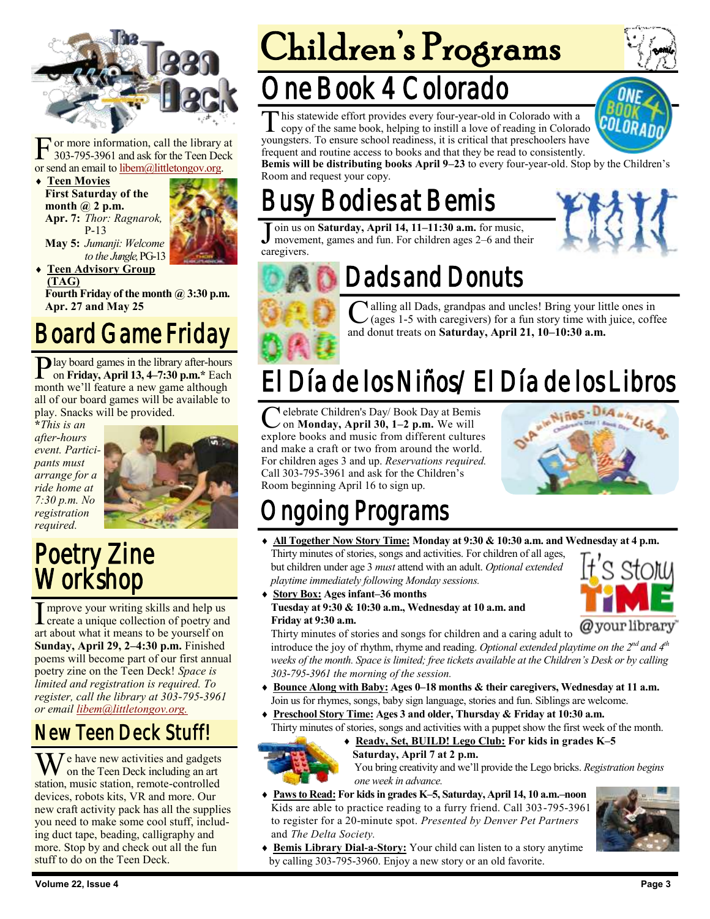# The Teen Deck

For more information, call the library at 303-795-3961 and ask for the Teen Deck or send an email to libem@littletongov.org.

- **Teen Movies**
  **First Saturday of the month @ 2 p.m.**
  **Apr. 7:** *Thor: Ragnarok,* P-13
  **May 5:** *Jumanji: Welcome to the Jungle,* PG-13
- **Teen Advisory Group (TAG)**
  **Fourth Friday of the month @ 3:30 p.m.**
  **Apr. 27 and May 25**

## Board Game Friday

Play board games in the library after-hours on **Friday, April 13, 4–7:30 p.m.*** Each month we'll feature a new game although all of our board games will be available to play. Snacks will be provided.

**\*** *This is an after-hours event. Participants must arrange for a ride home at 7:30 p.m. No registration required.*

## Poetry Zine Workshop

Improve your writing skills and help us create a unique collection of poetry and art about what it means to be yourself on **Sunday, April 29, 2–4:30 p.m.** Finished poems will become part of our first annual poetry zine on the Teen Deck! *Space is limited and registration is required. To register, call the library at 303-795-3961 or email libem@littletongov.org.*

## New Teen Deck Stuff!

We have new activities and gadgets on the Teen Deck including an art station, music station, remote-controlled devices, robots kits, VR and more. Our new craft activity pack has all the supplies you need to make some cool stuff, including duct tape, beading, calligraphy and more. Stop by and check out all the fun stuff to do on the Teen Deck.

# Children's Programs

## One Book 4 Colorado

This statewide effort provides every four-year-old in Colorado with a copy of the same book, helping to instill a love of reading in Colorado youngsters. To ensure school readiness, it is critical that preschoolers have frequent and routine access to books and that they be read to consistently. **Bemis will be distributing books April 9–23** to every four-year-old. Stop by the Children's Room and request your copy.

## Busy Bodies at Bemis

Join us on **Saturday, April 14, 11–11:30 a.m.** for music, movement, games and fun. For children ages 2–6 and their caregivers.

## Dads and Donuts

Calling all Dads, grandpas and uncles! Bring your little ones in (ages 1-5 with caregivers) for a fun story time with juice, coffee and donut treats on **Saturday, April 21, 10–10:30 a.m.**

## El Día de los Niños/ El Día de los Libros

Celebrate Children's Day/ Book Day at Bemis on **Monday, April 30, 1–2 p.m.** We will explore books and music from different cultures and make a craft or two from around the world. For children ages 3 and up. *Reservations required.* Call 303-795-3961 and ask for the Children's Room beginning April 16 to sign up.

## Ongoing Programs

- **All Together Now Story Time: Monday at 9:30 & 10:30 a.m. and Wednesday at 4 p.m.**
  Thirty minutes of stories, songs and activities. For children of all ages, but children under age 3 *must* attend with an adult. *Optional extended playtime immediately following Monday sessions.*
- **Story Box: Ages infant–36 months**
  **Tuesday at 9:30 & 10:30 a.m., Wednesday at 10 a.m. and Friday at 9:30 a.m.**
  Thirty minutes of stories and songs for children and a caring adult to introduce the joy of rhythm, rhyme and reading. *Optional extended playtime on the 2nd and 4th weeks of the month. Space is limited; free tickets available at the Children's Desk or by calling 303-795-3961 the morning of the session.*
- **Bounce Along with Baby: Ages 0–18 months & their caregivers, Wednesday at 11 a.m.**
  Join us for rhymes, songs, baby sign language, stories and fun. Siblings are welcome.
- **Preschool Story Time: Ages 3 and older, Thursday & Friday at 10:30 a.m.**
  Thirty minutes of stories, songs and activities with a puppet show the first week of the month.
- **Ready, Set, BUILD! Lego Club: For kids in grades K–5**
  **Saturday, April 7 at 2 p.m.**
  You bring creativity and we'll provide the Lego bricks. *Registration begins one week in advance.*
- **Paws to Read: For kids in grades K–5, Saturday, April 14, 10 a.m.–noon**
  Kids are able to practice reading to a furry friend. Call 303-795-3961 to register for a 20-minute spot. *Presented by Denver Pet Partners and The Delta Society.*
- **Bemis Library Dial-a-Story:** Your child can listen to a story anytime by calling 303-795-3960. Enjoy a new story or an old favorite.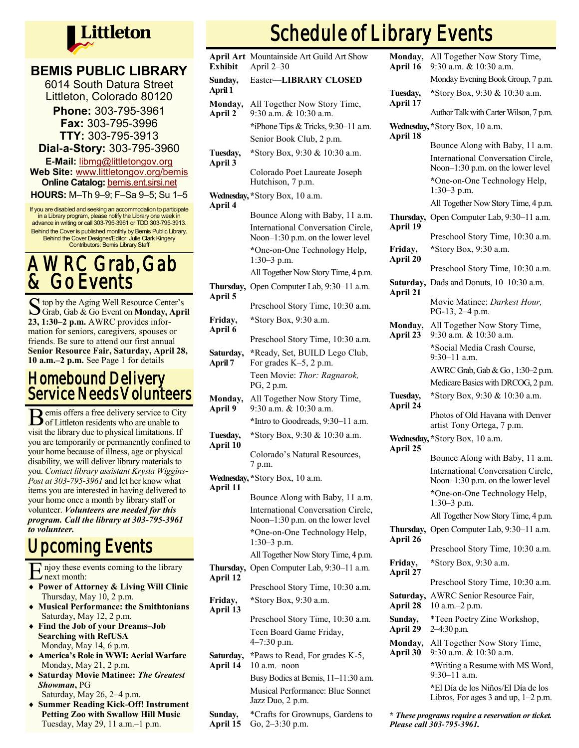Littleton

# BEMIS PUBLIC LIBRARY

6014 South Datura Street
Littleton, Colorado 80120

**Phone:** 303-795-3961
**Fax:** 303-795-3996
**TTY:** 303-795-3913
**Dial-a-Story:** 303-795-3960
**E-Mail:** libmg@littletongov.org
**Web Site:** www.littletongov.org/bemis
**Online Catalog:** bemis.ent.sirsi.net
**HOURS:** M–Th 9–9; F–Sa 9–5; Su 1–5

If you are disabled and seeking an accommodation to participate in a Library program, please notify the Library one week in advance in writing or call 303-795-3961 or TDD 303-795-3913.

Behind the Cover is published monthly by Bemis Public Library.
Behind the Cover Designer/Editor: Julie Clark Kingery
Contributors: Bemis Library Staff

## AWRC Grab, Gab & Go Events

Stop by the Aging Well Resource Center's Grab, Gab & Go Event on **Monday, April 23, 1:30–2 p.m.** AWRC provides information for seniors, caregivers, spouses or friends. Be sure to attend our first annual **Senior Resource Fair, Saturday, April 28, 10 a.m.–2 p.m.** See Page 1 for details

## Homebound Delivery Service Needs Volunteers

Bemis offers a free delivery service to City of Littleton residents who are unable to visit the library due to physical limitations. If you are temporarily or permanently confined to your home because of illness, age or physical disability, we will deliver library materials to you. *Contact library assistant Krysta Wiggins-Post at 303-795-3961* and let her know what items you are interested in having delivered to your home once a month by library staff or volunteer. ***Volunteers are needed for this program. Call the library at 303-795-3961 to volunteer.***

## Upcoming Events

Enjoy these events coming to the library next month:

- **Power of Attorney & Living Will Clinic** Thursday, May 10, 2 p.m.
- **Musical Performance: the Smithtonians** Saturday, May 12, 2 p.m.
- **Find the Job of your Dreams–Job Searching with RefUSA** Monday, May 14, 6 p.m.
- **America's Role in WWI: Aerial Warfare** Monday, May 21, 2 p.m.
- **Saturday Movie Matinee: *The Greatest Showman*,** PG Saturday, May 26, 2–4 p.m.
- **Summer Reading Kick-Off! Instrument Petting Zoo with Swallow Hill Music** Tuesday, May 29, 11 a.m.–1 p.m.

# Schedule of Library Events

| | |
|---|---|
| **April Art Exhibit** | Mountainside Art Guild Art Show April 2–30 |
| **Sunday, April 1** | Easter—**LIBRARY CLOSED** |
| **Monday, April 2** | All Together Now Story Time, 9:30 a.m. & 10:30 a.m. |
| | *iPhone Tips & Tricks, 9:30–11 a.m. |
| | Senior Book Club, 2 p.m. |
| **Tuesday, April 3** | *Story Box, 9:30 & 10:30 a.m. |
| | Colorado Poet Laureate Joseph Hutchison, 7 p.m. |
| **Wednesday, April 4** | *Story Box, 10 a.m. |
| | Bounce Along with Baby, 11 a.m. |
| | International Conversation Circle, Noon–1:30 p.m. on the lower level |
| | *One-on-One Technology Help, 1:30–3 p.m. |
| | All Together Now Story Time, 4 p.m. |
| **Thursday, April 5** | Open Computer Lab, 9:30–11 a.m. |
| | Preschool Story Time, 10:30 a.m. |
| **Friday, April 6** | *Story Box, 9:30 a.m. |
| | Preschool Story Time, 10:30 a.m. |
| **Saturday, April 7** | *Ready, Set, BUILD Lego Club, For grades K–5, 2 p.m. |
| | Teen Movie: *Thor: Ragnarok,* PG, 2 p.m. |
| **Monday, April 9** | All Together Now Story Time, 9:30 a.m. & 10:30 a.m. |
| | *Intro to Goodreads, 9:30–11 a.m. |
| **Tuesday, April 10** | *Story Box, 9:30 & 10:30 a.m. |
| | Colorado's Natural Resources, 7 p.m. |
| **Wednesday, April 11** | *Story Box, 10 a.m. |
| | Bounce Along with Baby, 11 a.m. |
| | International Conversation Circle, Noon–1:30 p.m. on the lower level |
| | *One-on-One Technology Help, 1:30–3 p.m. |
| | All Together Now Story Time, 4 p.m. |
| **Thursday, April 12** | Open Computer Lab, 9:30–11 a.m. |
| | Preschool Story Time, 10:30 a.m. |
| **Friday, April 13** | *Story Box, 9:30 a.m. |
| | Preschool Story Time, 10:30 a.m. |
| | Teen Board Game Friday, 4–7:30 p.m. |
| **Saturday, April 14** | *Paws to Read, For grades K-5, 10 a.m.–noon |
| | Busy Bodies at Bemis, 11–11:30 a.m. |
| | Musical Performance: Blue Sonnet Jazz Duo, 2 p.m. |
| **Sunday, April 15** | *Crafts for Grownups, Gardens to Go, 2–3:30 p.m. |
| **Monday, April 16** | All Together Now Story Time, 9:30 a.m. & 10:30 a.m. |
| | Monday Evening Book Group, 7 p.m. |
| **Tuesday, April 17** | *Story Box, 9:30 & 10:30 a.m. |
| | Author Talk with Carter Wilson, 7 p.m. |
| **Wednesday, April 18** | *Story Box, 10 a.m. |
| | Bounce Along with Baby, 11 a.m. |
| | International Conversation Circle, Noon–1:30 p.m. on the lower level |
| | *One-on-One Technology Help, 1:30–3 p.m. |
| | All Together Now Story Time, 4 p.m. |
| **Thursday, April 19** | Open Computer Lab, 9:30–11 a.m. |
| | Preschool Story Time, 10:30 a.m. |
| **Friday, April 20** | *Story Box, 9:30 a.m. |
| | Preschool Story Time, 10:30 a.m. |
| **Saturday, April 21** | Dads and Donuts, 10–10:30 a.m. |
| | Movie Matinee: *Darkest Hour,* PG-13, 2–4 p.m. |
| **Monday, April 23** | All Together Now Story Time, 9:30 a.m. & 10:30 a.m. |
| | *Social Media Crash Course, 9:30–11 a.m. |
| | AWRC Grab, Gab & Go , 1:30–2 p.m. |
| | Medicare Basics with DRCOG, 2 p.m. |
| **Tuesday, April 24** | *Story Box, 9:30 & 10:30 a.m. |
| | Photos of Old Havana with Denver artist Tony Ortega, 7 p.m. |
| **Wednesday, April 25** | *Story Box, 10 a.m. |
| | Bounce Along with Baby, 11 a.m. |
| | International Conversation Circle, Noon–1:30 p.m. on the lower level |
| | *One-on-One Technology Help, 1:30–3 p.m. |
| | All Together Now Story Time, 4 p.m. |
| **Thursday, April 26** | Open Computer Lab, 9:30–11 a.m. |
| | Preschool Story Time, 10:30 a.m. |
| **Friday, April 27** | *Story Box, 9:30 a.m. |
| | Preschool Story Time, 10:30 a.m. |
| **Saturday, April 28** | AWRC Senior Resource Fair, 10 a.m.–2 p.m. |
| **Sunday, April 29** | *Teen Poetry Zine Workshop, 2–4:30 p.m. |
| **Monday, April 30** | All Together Now Story Time, 9:30 a.m. & 10:30 a.m. |
| | *Writing a Resume with MS Word, 9:30–11 a.m. |
| | *El Día de los Niños/El Día de los Libros, For ages 3 and up, 1–2 p.m. |

***\* These programs require a reservation or ticket. Please call 303-795-3961.***